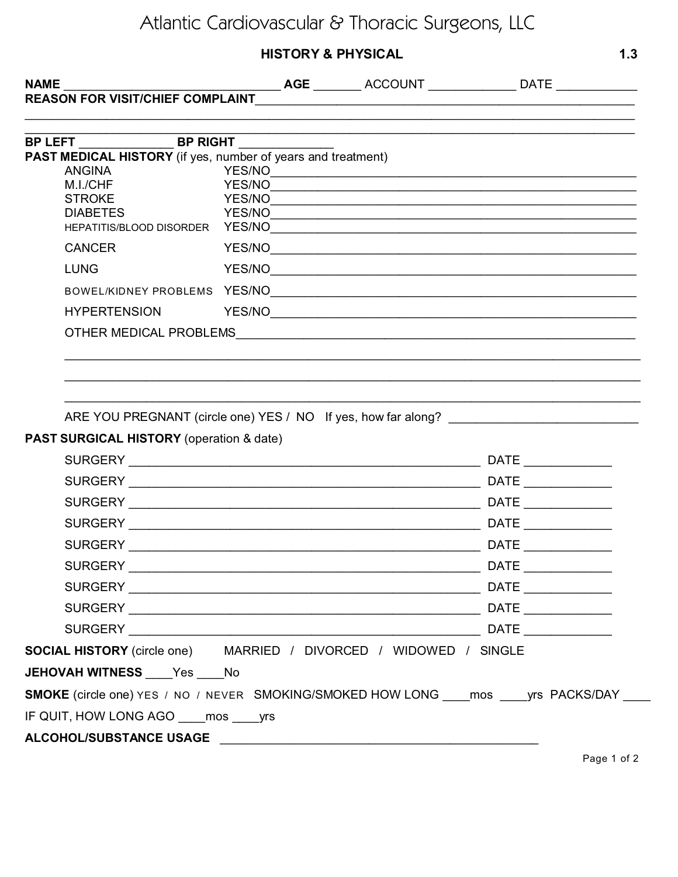# Atlantic Cardiovascular & Thoracic Surgeons, LLC

## HISTORY & PHYSICAL

1.3

**NAME** ________________________________ **AGE** _______ ACCOUNT _____________ DATE ____________

**REASON FOR VISIT/CHIEF COMPLAINT**________________________________________________________

__________________________________________________________________________________________

__________________________________________________________________________________________

**BP LEFT** ______________ **BP RIGHT** ______________

**PAST MEDICAL HISTORY** (if yes, number of years and treatment)

ANGINA YES/NO______________________________________________________

M.I./CHF YES/NO______________________________________________________

STROKE YES/NO______________________________________________________

DIABETES YES/NO______________________________________________________

HEPATITIS/BLOOD DISORDER YES/NO______________________________________________________

CANCER YES/NO______________________________________________________

LUNG YES/NO______________________________________________________

BOWEL/KIDNEY PROBLEMS YES/NO______________________________________________________

HYPERTENSION YES/NO______________________________________________________

OTHER MEDICAL PROBLEMS___________________________________________________________

__________________________________________________________________________________

__________________________________________________________________________________

__________________________________________________________________________________

ARE YOU PREGNANT (circle one) YES / NO If yes, how far along? ____________________________

**PAST SURGICAL HISTORY** (operation & date)

SURGERY ___________________________________________________ DATE _____________

SURGERY ___________________________________________________ DATE _____________

SURGERY ___________________________________________________ DATE _____________

SURGERY ___________________________________________________ DATE _____________

SURGERY ___________________________________________________ DATE _____________

SURGERY ___________________________________________________ DATE _____________

SURGERY ___________________________________________________ DATE _____________

SURGERY ___________________________________________________ DATE _____________

SURGERY ___________________________________________________ DATE _____________

**SOCIAL HISTORY** (circle one) MARRIED / DIVORCED / WIDOWED / SINGLE

**JEHOVAH WITNESS** ____Yes ____No

**SMOKE** (circle one) YES / NO / NEVER SMOKING/SMOKED HOW LONG ____mos ____yrs PACKS/DAY ____

IF QUIT, HOW LONG AGO ____mos ____yrs

**ALCOHOL/SUBSTANCE USAGE** _______________________________________________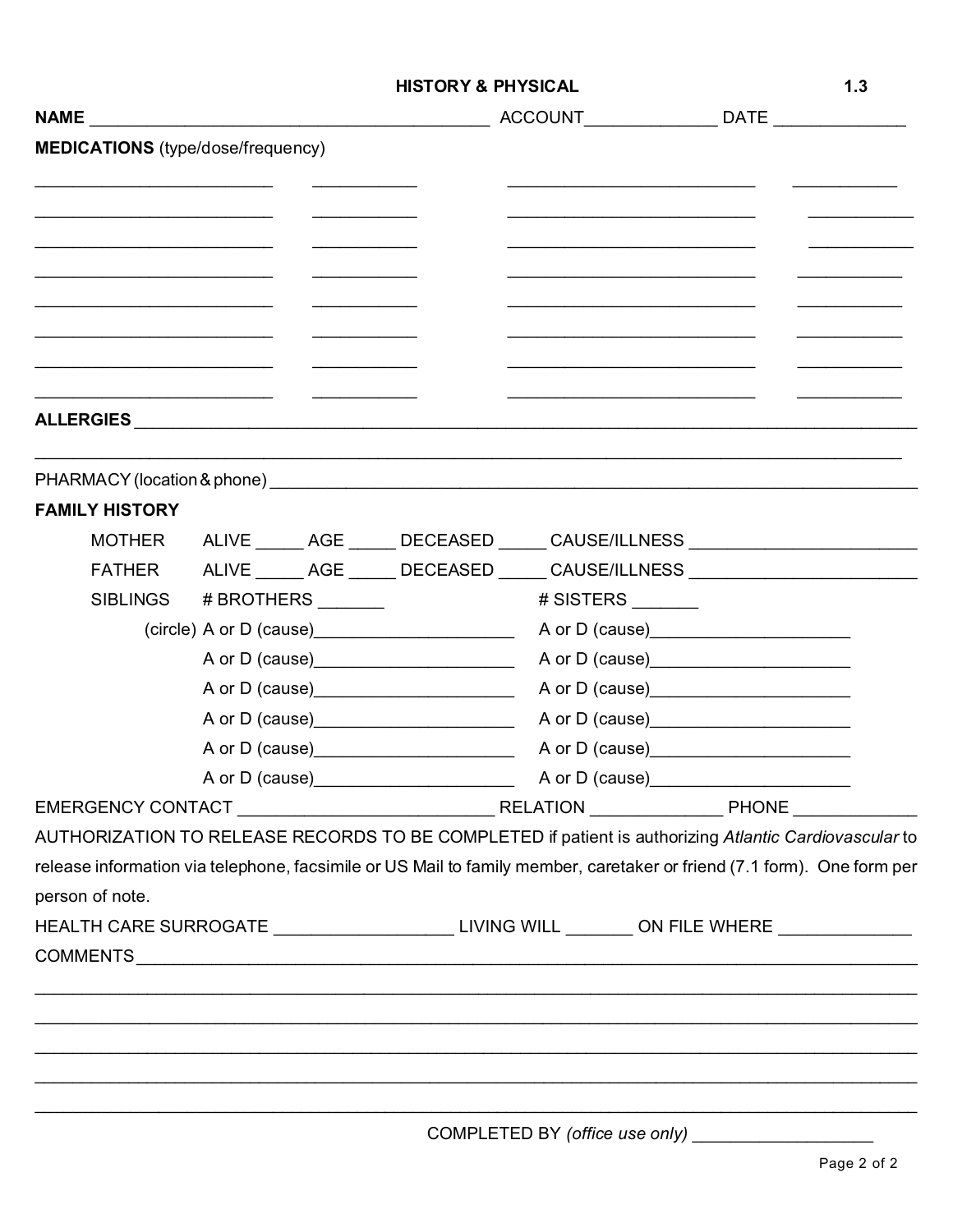## HISTORY & PHYSICAL 1.3

**NAME** ________________________________________ ACCOUNT______________ DATE ______________

**MEDICATIONS** (type/dose/frequency)

| | | | |
|---|---|---|---|
| ________________________ | __________ | ________________________ | __________ |
| ________________________ | __________ | ________________________ | __________ |
| ________________________ | __________ | ________________________ | __________ |
| ________________________ | __________ | ________________________ | __________ |
| ________________________ | __________ | ________________________ | __________ |
| ________________________ | __________ | ________________________ | __________ |
| ________________________ | __________ | ________________________ | __________ |
| ________________________ | __________ | ________________________ | __________ |

**ALLERGIES** ______________________________________________________________________________

______________________________________________________________________________________

PHARMACY (location & phone) _______________________________________________________________

**FAMILY HISTORY**

MOTHER ALIVE _____ AGE _____ DECEASED _____ CAUSE/ILLNESS ________________________

FATHER ALIVE _____ AGE _____ DECEASED _____ CAUSE/ILLNESS ________________________

SIBLINGS # BROTHERS _______ # SISTERS _______

(circle) A or D (cause)_____________________ A or D (cause)_____________________

A or D (cause)_____________________ A or D (cause)_____________________

A or D (cause)_____________________ A or D (cause)_____________________

A or D (cause)_____________________ A or D (cause)_____________________

A or D (cause)_____________________ A or D (cause)_____________________

A or D (cause)_____________________ A or D (cause)_____________________

EMERGENCY CONTACT ___________________________ RELATION ______________ PHONE _____________

AUTHORIZATION TO RELEASE RECORDS TO BE COMPLETED if patient is authorizing *Atlantic Cardiovascular* to release information via telephone, facsimile or US Mail to family member, caretaker or friend (7.1 form). One form per person of note.

HEALTH CARE SURROGATE __________________ LIVING WILL _______ ON FILE WHERE _____________

COMMENTS__________________________________________________________________________

______________________________________________________________________________________

______________________________________________________________________________________

______________________________________________________________________________________

______________________________________________________________________________________

______________________________________________________________________________________

COMPLETED BY *(office use only)* ___________________